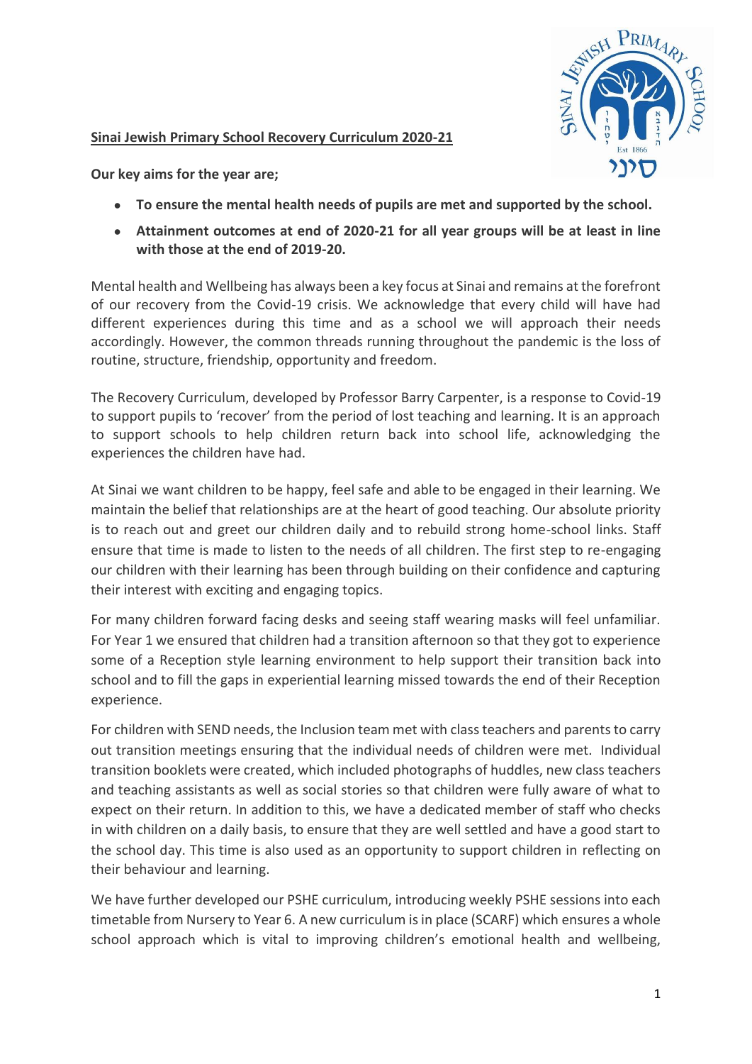**Sinai Jewish Primary School Recovery Curriculum 2020-21**

**Our key aims for the year are;**

- **To ensure the mental health needs of pupils are met and supported by the school.**
- **Attainment outcomes at end of 2020-21 for all year groups will be at least in line with those at the end of 2019-20.**

Mental health and Wellbeing has always been a key focus at Sinai and remains at the forefront of our recovery from the Covid-19 crisis. We acknowledge that every child will have had different experiences during this time and as a school we will approach their needs accordingly. However, the common threads running throughout the pandemic is the loss of routine, structure, friendship, opportunity and freedom.

The Recovery Curriculum, developed by Professor Barry Carpenter, is a response to Covid-19 to support pupils to 'recover' from the period of lost teaching and learning. It is an approach to support schools to help children return back into school life, acknowledging the experiences the children have had.

At Sinai we want children to be happy, feel safe and able to be engaged in their learning. We maintain the belief that relationships are at the heart of good teaching. Our absolute priority is to reach out and greet our children daily and to rebuild strong home-school links. Staff ensure that time is made to listen to the needs of all children. The first step to re-engaging our children with their learning has been through building on their confidence and capturing their interest with exciting and engaging topics.

For many children forward facing desks and seeing staff wearing masks will feel unfamiliar. For Year 1 we ensured that children had a transition afternoon so that they got to experience some of a Reception style learning environment to help support their transition back into school and to fill the gaps in experiential learning missed towards the end of their Reception experience.

For children with SEND needs, the Inclusion team met with class teachers and parents to carry out transition meetings ensuring that the individual needs of children were met. Individual transition booklets were created, which included photographs of huddles, new class teachers and teaching assistants as well as social stories so that children were fully aware of what to expect on their return. In addition to this, we have a dedicated member of staff who checks in with children on a daily basis, to ensure that they are well settled and have a good start to the school day. This time is also used as an opportunity to support children in reflecting on their behaviour and learning.

We have further developed our PSHE curriculum, introducing weekly PSHE sessions into each timetable from Nursery to Year 6. A new curriculum is in place (SCARF) which ensures a whole school approach which is vital to improving children's emotional health and wellbeing,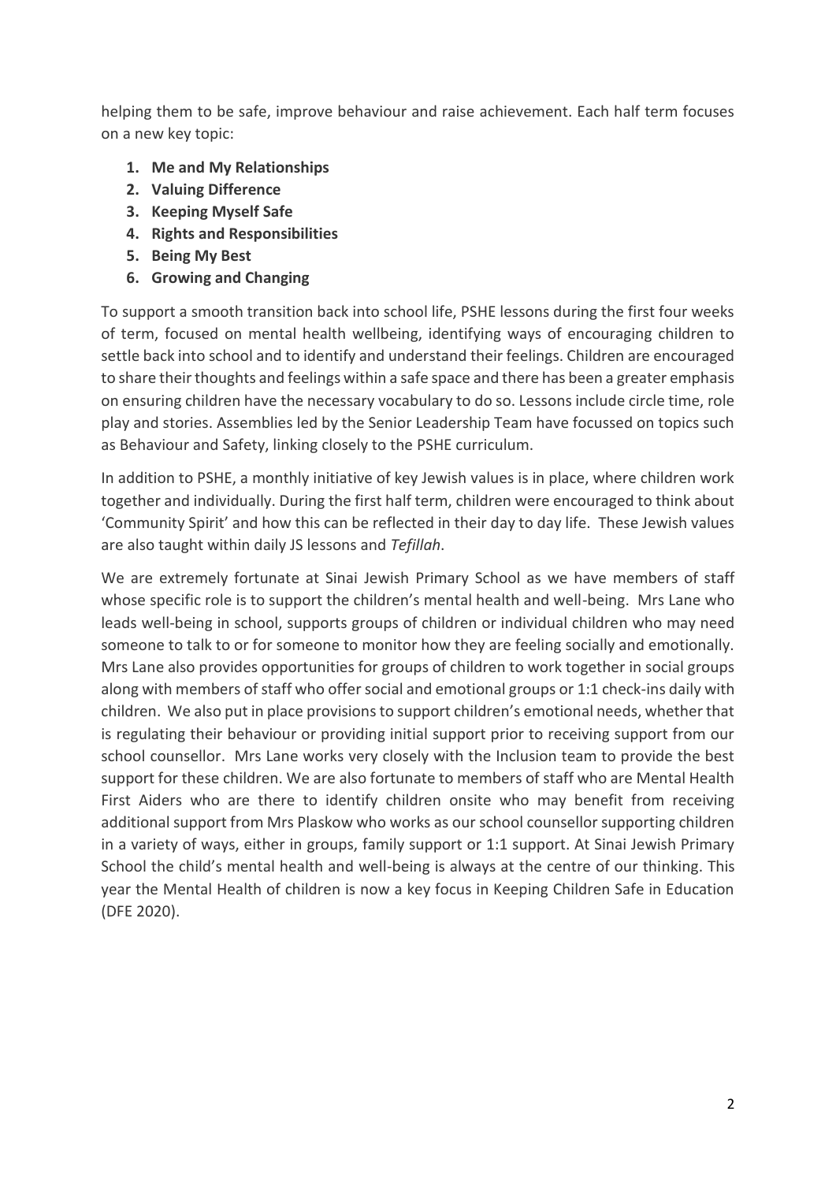helping them to be safe, improve behaviour and raise achievement. Each half term focuses on a new key topic:

1. **Me and My Relationships**
2. **Valuing Difference**
3. **Keeping Myself Safe**
4. **Rights and Responsibilities**
5. **Being My Best**
6. **Growing and Changing**

To support a smooth transition back into school life, PSHE lessons during the first four weeks of term, focused on mental health wellbeing, identifying ways of encouraging children to settle back into school and to identify and understand their feelings. Children are encouraged to share their thoughts and feelings within a safe space and there has been a greater emphasis on ensuring children have the necessary vocabulary to do so. Lessons include circle time, role play and stories. Assemblies led by the Senior Leadership Team have focussed on topics such as Behaviour and Safety, linking closely to the PSHE curriculum.

In addition to PSHE, a monthly initiative of key Jewish values is in place, where children work together and individually. During the first half term, children were encouraged to think about 'Community Spirit' and how this can be reflected in their day to day life. These Jewish values are also taught within daily JS lessons and *Tefillah*.

We are extremely fortunate at Sinai Jewish Primary School as we have members of staff whose specific role is to support the children's mental health and well-being. Mrs Lane who leads well-being in school, supports groups of children or individual children who may need someone to talk to or for someone to monitor how they are feeling socially and emotionally. Mrs Lane also provides opportunities for groups of children to work together in social groups along with members of staff who offer social and emotional groups or 1:1 check-ins daily with children. We also put in place provisions to support children's emotional needs, whether that is regulating their behaviour or providing initial support prior to receiving support from our school counsellor. Mrs Lane works very closely with the Inclusion team to provide the best support for these children. We are also fortunate to members of staff who are Mental Health First Aiders who are there to identify children onsite who may benefit from receiving additional support from Mrs Plaskow who works as our school counsellor supporting children in a variety of ways, either in groups, family support or 1:1 support. At Sinai Jewish Primary School the child's mental health and well-being is always at the centre of our thinking. This year the Mental Health of children is now a key focus in Keeping Children Safe in Education (DFE 2020).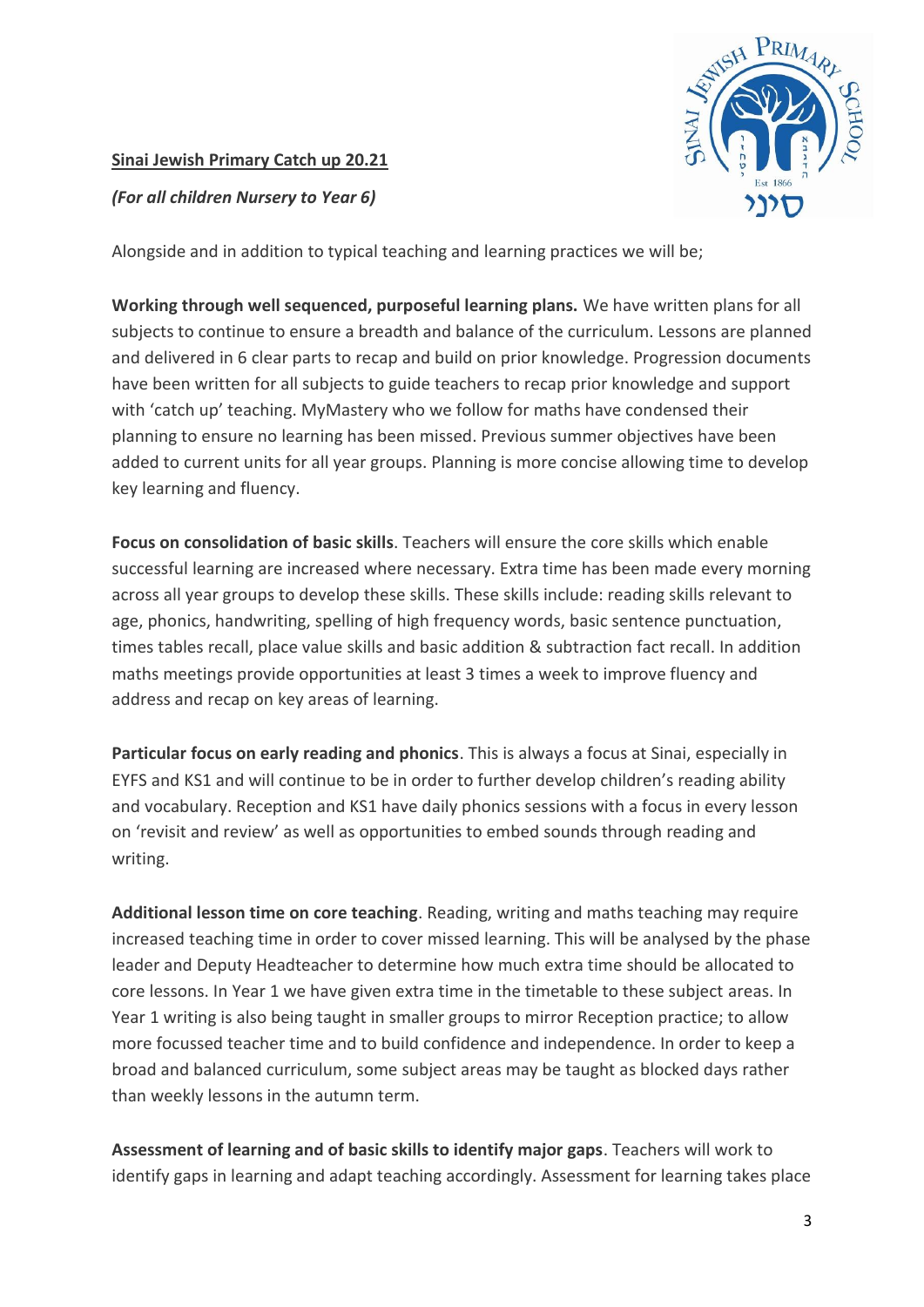**Sinai Jewish Primary Catch up 20.21**

***(For all children Nursery to Year 6)***

Alongside and in addition to typical teaching and learning practices we will be;

**Working through well sequenced, purposeful learning plans.** We have written plans for all subjects to continue to ensure a breadth and balance of the curriculum. Lessons are planned and delivered in 6 clear parts to recap and build on prior knowledge. Progression documents have been written for all subjects to guide teachers to recap prior knowledge and support with 'catch up' teaching. MyMastery who we follow for maths have condensed their planning to ensure no learning has been missed. Previous summer objectives have been added to current units for all year groups. Planning is more concise allowing time to develop key learning and fluency.

**Focus on consolidation of basic skills**. Teachers will ensure the core skills which enable successful learning are increased where necessary. Extra time has been made every morning across all year groups to develop these skills. These skills include: reading skills relevant to age, phonics, handwriting, spelling of high frequency words, basic sentence punctuation, times tables recall, place value skills and basic addition & subtraction fact recall. In addition maths meetings provide opportunities at least 3 times a week to improve fluency and address and recap on key areas of learning.

**Particular focus on early reading and phonics**. This is always a focus at Sinai, especially in EYFS and KS1 and will continue to be in order to further develop children's reading ability and vocabulary. Reception and KS1 have daily phonics sessions with a focus in every lesson on 'revisit and review' as well as opportunities to embed sounds through reading and writing.

**Additional lesson time on core teaching**. Reading, writing and maths teaching may require increased teaching time in order to cover missed learning. This will be analysed by the phase leader and Deputy Headteacher to determine how much extra time should be allocated to core lessons. In Year 1 we have given extra time in the timetable to these subject areas. In Year 1 writing is also being taught in smaller groups to mirror Reception practice; to allow more focussed teacher time and to build confidence and independence. In order to keep a broad and balanced curriculum, some subject areas may be taught as blocked days rather than weekly lessons in the autumn term.

**Assessment of learning and of basic skills to identify major gaps**. Teachers will work to identify gaps in learning and adapt teaching accordingly. Assessment for learning takes place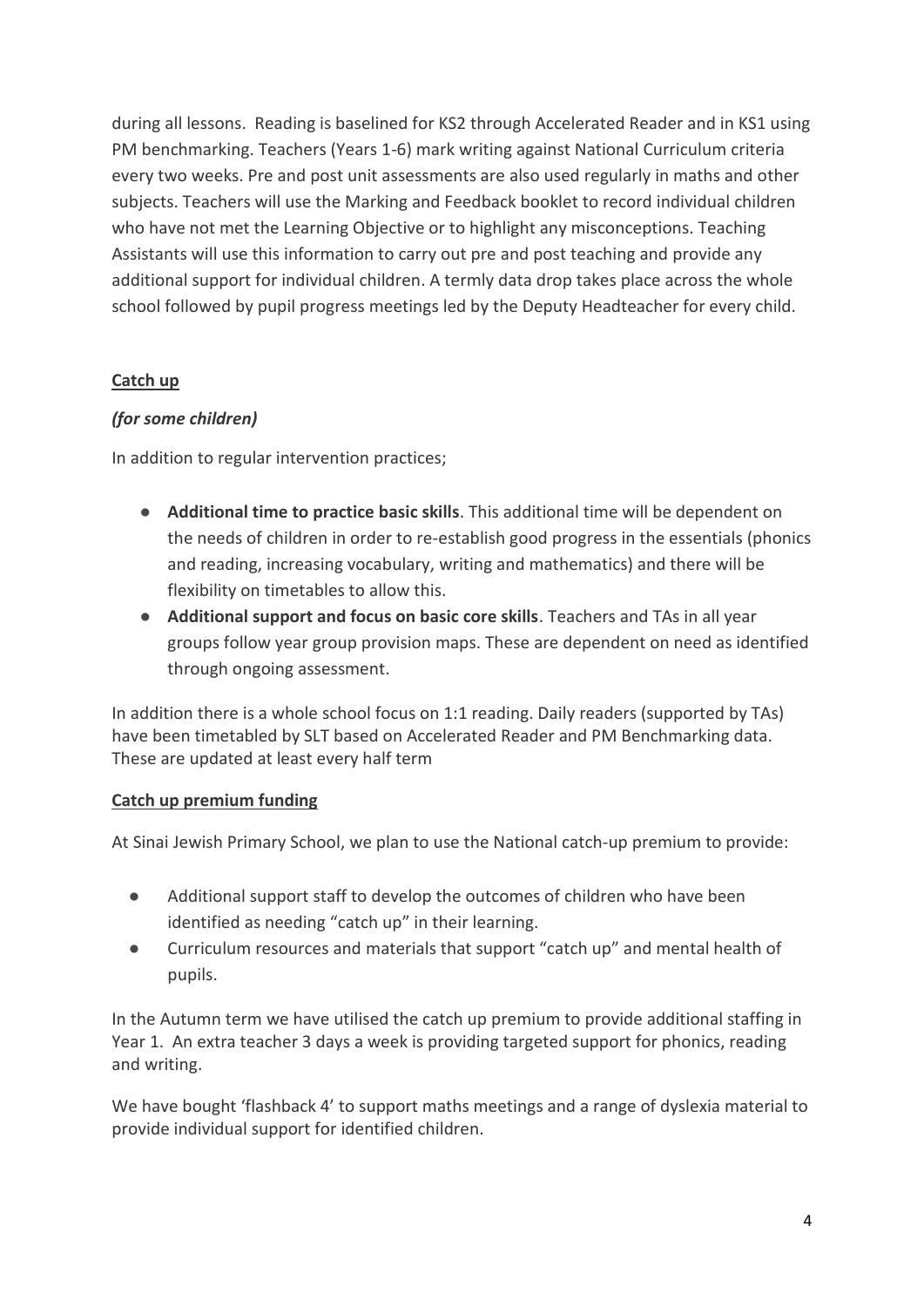during all lessons. Reading is baselined for KS2 through Accelerated Reader and in KS1 using PM benchmarking. Teachers (Years 1-6) mark writing against National Curriculum criteria every two weeks. Pre and post unit assessments are also used regularly in maths and other subjects. Teachers will use the Marking and Feedback booklet to record individual children who have not met the Learning Objective or to highlight any misconceptions. Teaching Assistants will use this information to carry out pre and post teaching and provide any additional support for individual children. A termly data drop takes place across the whole school followed by pupil progress meetings led by the Deputy Headteacher for every child.

**Catch up**

***(for some children)***

In addition to regular intervention practices;

- **Additional time to practice basic skills**. This additional time will be dependent on the needs of children in order to re-establish good progress in the essentials (phonics and reading, increasing vocabulary, writing and mathematics) and there will be flexibility on timetables to allow this.
- **Additional support and focus on basic core skills**. Teachers and TAs in all year groups follow year group provision maps. These are dependent on need as identified through ongoing assessment.

In addition there is a whole school focus on 1:1 reading. Daily readers (supported by TAs) have been timetabled by SLT based on Accelerated Reader and PM Benchmarking data. These are updated at least every half term

**Catch up premium funding**

At Sinai Jewish Primary School, we plan to use the National catch-up premium to provide:

- Additional support staff to develop the outcomes of children who have been identified as needing "catch up" in their learning.
- Curriculum resources and materials that support "catch up" and mental health of pupils.

In the Autumn term we have utilised the catch up premium to provide additional staffing in Year 1. An extra teacher 3 days a week is providing targeted support for phonics, reading and writing.

We have bought 'flashback 4' to support maths meetings and a range of dyslexia material to provide individual support for identified children.